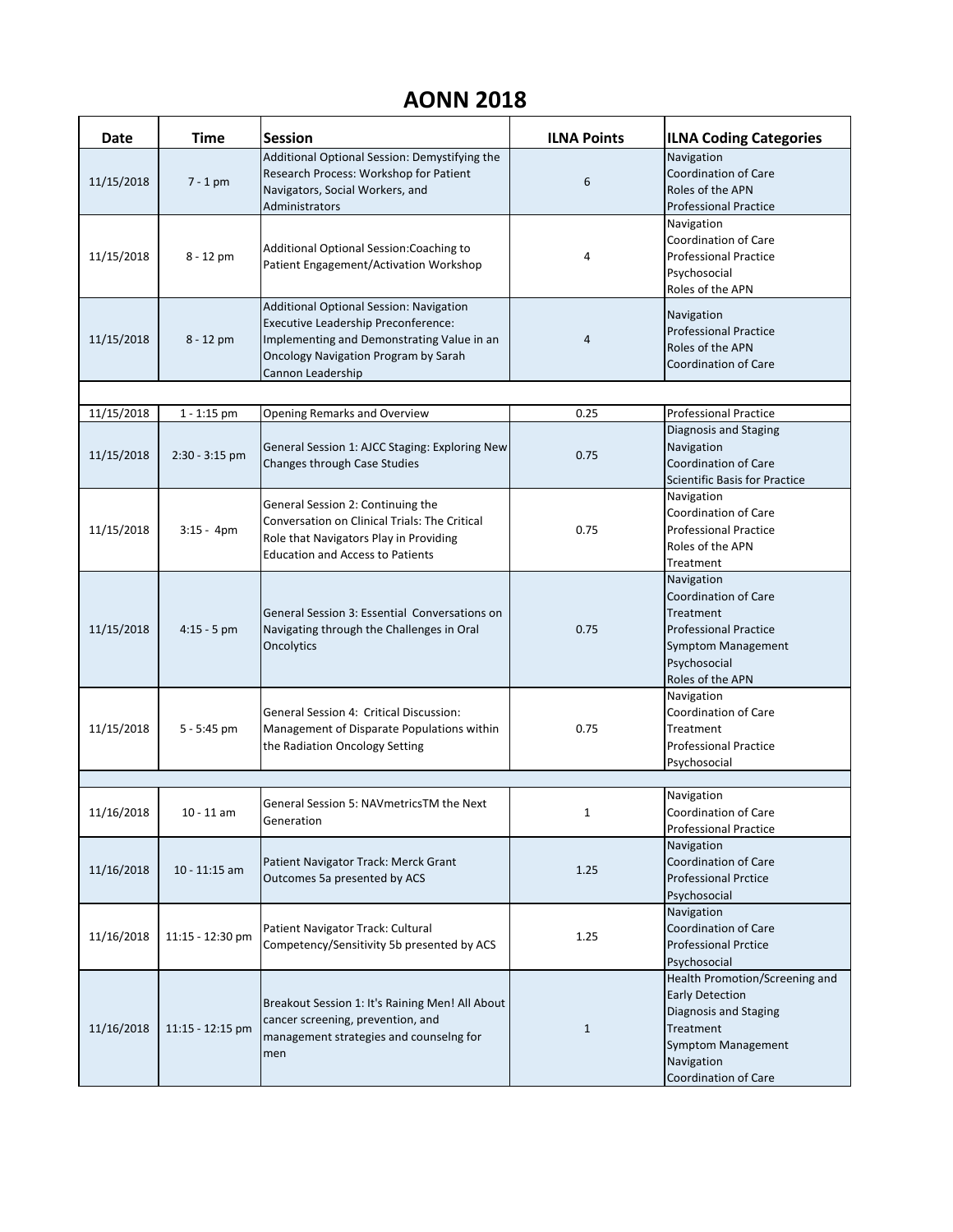# AONN 2018

| Date | Time | Session | ILNA Points | ILNA Coding Categories |
| --- | --- | --- | --- | --- |
| 11/15/2018 | 7 - 1 pm | Additional Optional Session: Demystifying the Research Process: Workshop for Patient Navigators, Social Workers, and Administrators | 6 | Navigation<br>Coordination of Care<br>Roles of the APN<br>Professional Practice |
| 11/15/2018 | 8 - 12 pm | Additional Optional Session:Coaching to Patient Engagement/Activation Workshop | 4 | Navigation<br>Coordination of Care<br>Professional Practice<br>Psychosocial<br>Roles of the APN |
| 11/15/2018 | 8 - 12 pm | Additional Optional Session: Navigation Executive Leadership Preconference: Implementing and Demonstrating Value in an Oncology Navigation Program by Sarah Cannon Leadership | 4 | Navigation<br>Professional Practice<br>Roles of the APN<br>Coordination of Care |
| | | | | |
| 11/15/2018 | 1 - 1:15 pm | Opening Remarks and Overview | 0.25 | Professional Practice |
| 11/15/2018 | 2:30 - 3:15 pm | General Session 1: AJCC Staging: Exploring New Changes through Case Studies | 0.75 | Diagnosis and Staging<br>Navigation<br>Coordination of Care<br>Scientific Basis for Practice |
| 11/15/2018 | 3:15 - 4pm | General Session 2: Continuing the Conversation on Clinical Trials: The Critical Role that Navigators Play in Providing Education and Access to Patients | 0.75 | Navigation<br>Coordination of Care<br>Professional Practice<br>Roles of the APN<br>Treatment |
| 11/15/2018 | 4:15 - 5 pm | General Session 3: Essential Conversations on Navigating through the Challenges in Oral Oncolytics | 0.75 | Navigation<br>Coordination of Care<br>Treatment<br>Professional Practice<br>Symptom Management<br>Psychosocial<br>Roles of the APN |
| 11/15/2018 | 5 - 5:45 pm | General Session 4: Critical Discussion: Management of Disparate Populations within the Radiation Oncology Setting | 0.75 | Navigation<br>Coordination of Care<br>Treatment<br>Professional Practice<br>Psychosocial |
| | | | | |
| 11/16/2018 | 10 - 11 am | General Session 5: NAVmetricsTM the Next Generation | 1 | Navigation<br>Coordination of Care<br>Professional Practice |
| 11/16/2018 | 10 - 11:15 am | Patient Navigator Track: Merck Grant Outcomes 5a presented by ACS | 1.25 | Navigation<br>Coordination of Care<br>Professional Prctice<br>Psychosocial |
| 11/16/2018 | 11:15 - 12:30 pm | Patient Navigator Track: Cultural Competency/Sensitivity 5b presented by ACS | 1.25 | Navigation<br>Coordination of Care<br>Professional Prctice<br>Psychosocial |
| 11/16/2018 | 11:15 - 12:15 pm | Breakout Session 1: It's Raining Men! All About cancer screening, prevention, and management strategies and counselng for men | 1 | Health Promotion/Screening and Early Detection<br>Diagnosis and Staging<br>Treatment<br>Symptom Management<br>Navigation<br>Coordination of Care |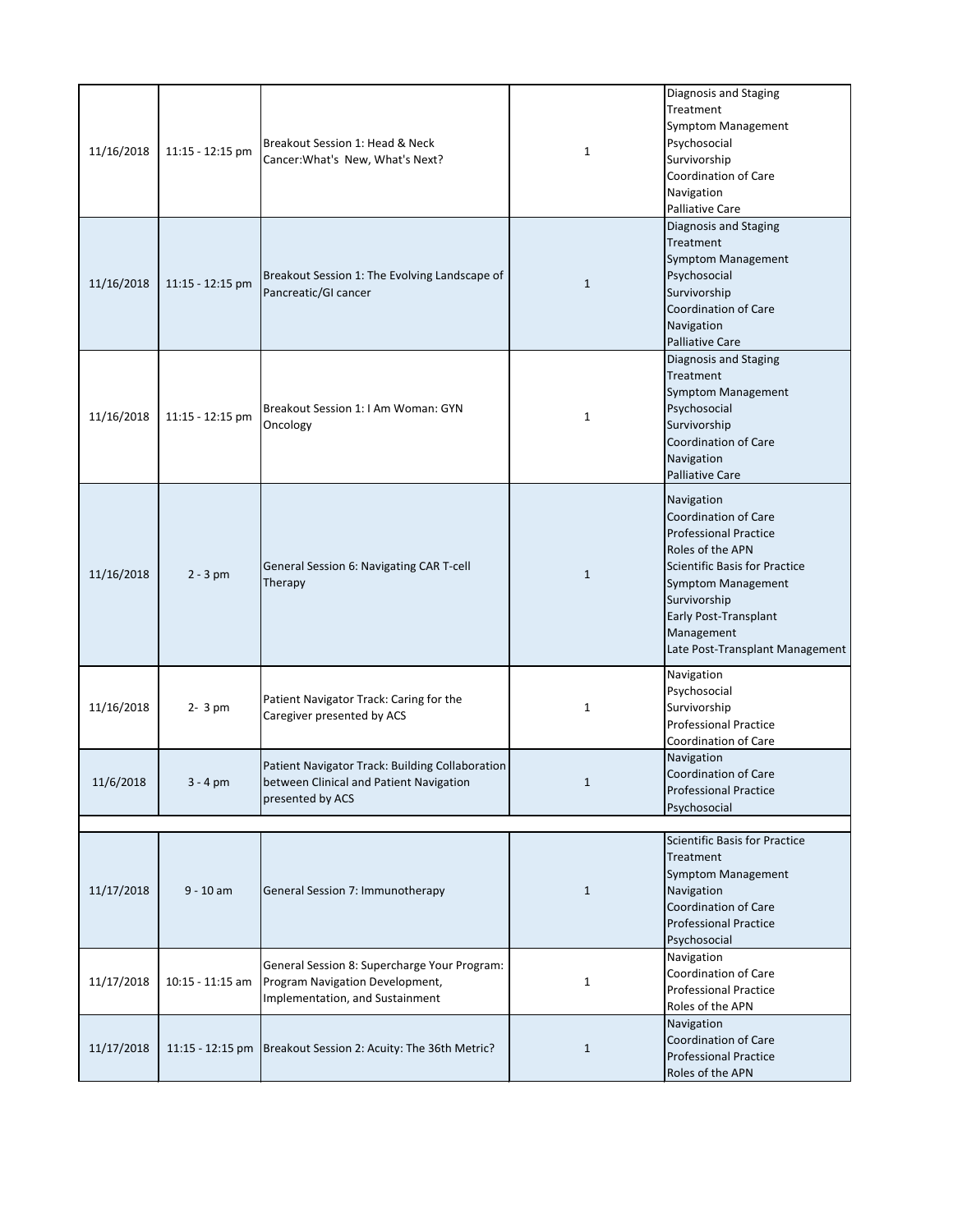| | | | | |
|---|---|---|---|---|
| 11/16/2018 | 11:15 - 12:15 pm | Breakout Session 1: Head & Neck Cancer:What's New, What's Next? | 1 | Diagnosis and Staging<br>Treatment<br>Symptom Management<br>Psychosocial<br>Survivorship<br>Coordination of Care<br>Navigation<br>Palliative Care |
| 11/16/2018 | 11:15 - 12:15 pm | Breakout Session 1: The Evolving Landscape of Pancreatic/GI cancer | 1 | Diagnosis and Staging<br>Treatment<br>Symptom Management<br>Psychosocial<br>Survivorship<br>Coordination of Care<br>Navigation<br>Palliative Care |
| 11/16/2018 | 11:15 - 12:15 pm | Breakout Session 1: I Am Woman: GYN Oncology | 1 | Diagnosis and Staging<br>Treatment<br>Symptom Management<br>Psychosocial<br>Survivorship<br>Coordination of Care<br>Navigation<br>Palliative Care |
| 11/16/2018 | 2 - 3 pm | General Session 6: Navigating CAR T-cell Therapy | 1 | Navigation<br>Coordination of Care<br>Professional Practice<br>Roles of the APN<br>Scientific Basis for Practice<br>Symptom Management<br>Survivorship<br>Early Post-Transplant Management<br>Late Post-Transplant Management |
| 11/16/2018 | 2- 3 pm | Patient Navigator Track: Caring for the Caregiver presented by ACS | 1 | Navigation<br>Psychosocial<br>Survivorship<br>Professional Practice<br>Coordination of Care |
| 11/6/2018 | 3 - 4 pm | Patient Navigator Track: Building Collaboration between Clinical and Patient Navigation presented by ACS | 1 | Navigation<br>Coordination of Care<br>Professional Practice<br>Psychosocial |
| | | | | |
| 11/17/2018 | 9 - 10 am | General Session 7: Immunotherapy | 1 | Scientific Basis for Practice<br>Treatment<br>Symptom Management<br>Navigation<br>Coordination of Care<br>Professional Practice<br>Psychosocial |
| 11/17/2018 | 10:15 - 11:15 am | General Session 8: Supercharge Your Program: Program Navigation Development, Implementation, and Sustainment | 1 | Navigation<br>Coordination of Care<br>Professional Practice<br>Roles of the APN |
| 11/17/2018 | 11:15 - 12:15 pm | Breakout Session 2: Acuity: The 36th Metric? | 1 | Navigation<br>Coordination of Care<br>Professional Practice<br>Roles of the APN |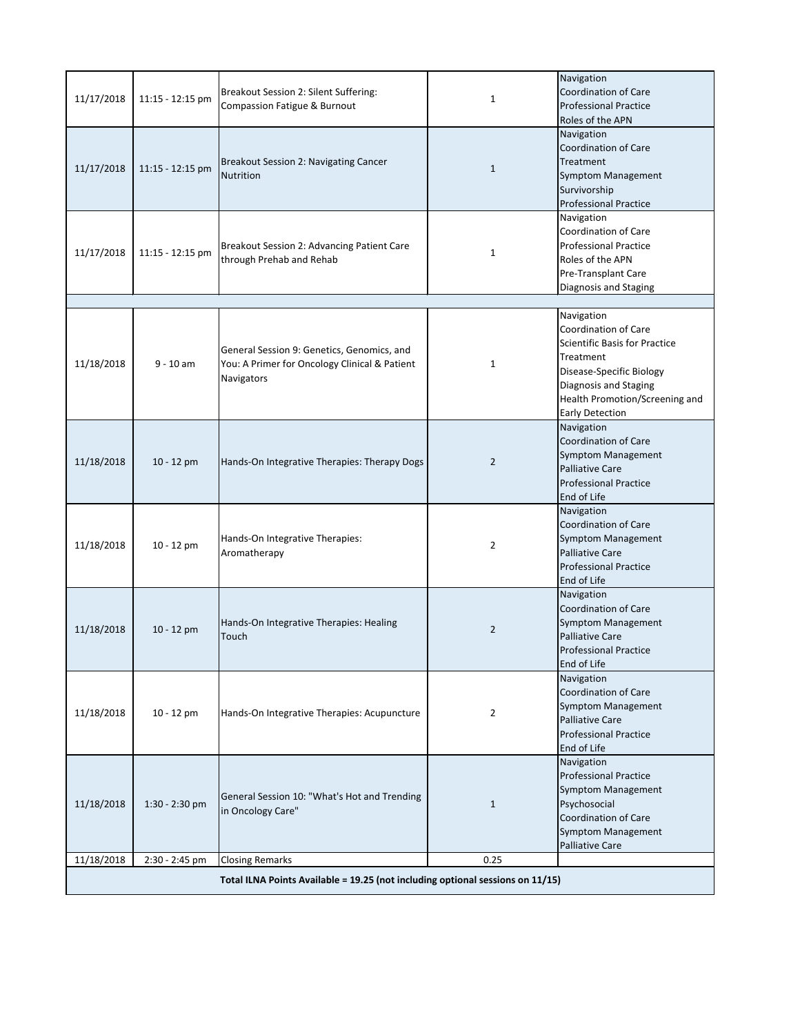| | | | | |
|---|---|---|---|---|
| 11/17/2018 | 11:15 - 12:15 pm | Breakout Session 2: Silent Suffering: Compassion Fatigue & Burnout | 1 | Navigation<br>Coordination of Care<br>Professional Practice<br>Roles of the APN |
| 11/17/2018 | 11:15 - 12:15 pm | Breakout Session 2: Navigating Cancer Nutrition | 1 | Navigation<br>Coordination of Care<br>Treatment<br>Symptom Management<br>Survivorship<br>Professional Practice |
| 11/17/2018 | 11:15 - 12:15 pm | Breakout Session 2: Advancing Patient Care through Prehab and Rehab | 1 | Navigation<br>Coordination of Care<br>Professional Practice<br>Roles of the APN<br>Pre-Transplant Care<br>Diagnosis and Staging |
| | | | | |
| 11/18/2018 | 9 - 10 am | General Session 9: Genetics, Genomics, and You: A Primer for Oncology Clinical & Patient Navigators | 1 | Navigation<br>Coordination of Care<br>Scientific Basis for Practice<br>Treatment<br>Disease-Specific Biology<br>Diagnosis and Staging<br>Health Promotion/Screening and Early Detection |
| 11/18/2018 | 10 - 12 pm | Hands-On Integrative Therapies: Therapy Dogs | 2 | Navigation<br>Coordination of Care<br>Symptom Management<br>Palliative Care<br>Professional Practice<br>End of Life |
| 11/18/2018 | 10 - 12 pm | Hands-On Integrative Therapies: Aromatherapy | 2 | Navigation<br>Coordination of Care<br>Symptom Management<br>Palliative Care<br>Professional Practice<br>End of Life |
| 11/18/2018 | 10 - 12 pm | Hands-On Integrative Therapies: Healing Touch | 2 | Navigation<br>Coordination of Care<br>Symptom Management<br>Palliative Care<br>Professional Practice<br>End of Life |
| 11/18/2018 | 10 - 12 pm | Hands-On Integrative Therapies: Acupuncture | 2 | Navigation<br>Coordination of Care<br>Symptom Management<br>Palliative Care<br>Professional Practice<br>End of Life |
| 11/18/2018 | 1:30 - 2:30 pm | General Session 10: "What's Hot and Trending in Oncology Care" | 1 | Navigation<br>Professional Practice<br>Symptom Management<br>Psychosocial<br>Coordination of Care<br>Symptom Management<br>Palliative Care |
| 11/18/2018 | 2:30 - 2:45 pm | Closing Remarks | 0.25 | |
| **Total ILNA Points Available = 19.25 (not including optional sessions on 11/15)** | | | | |